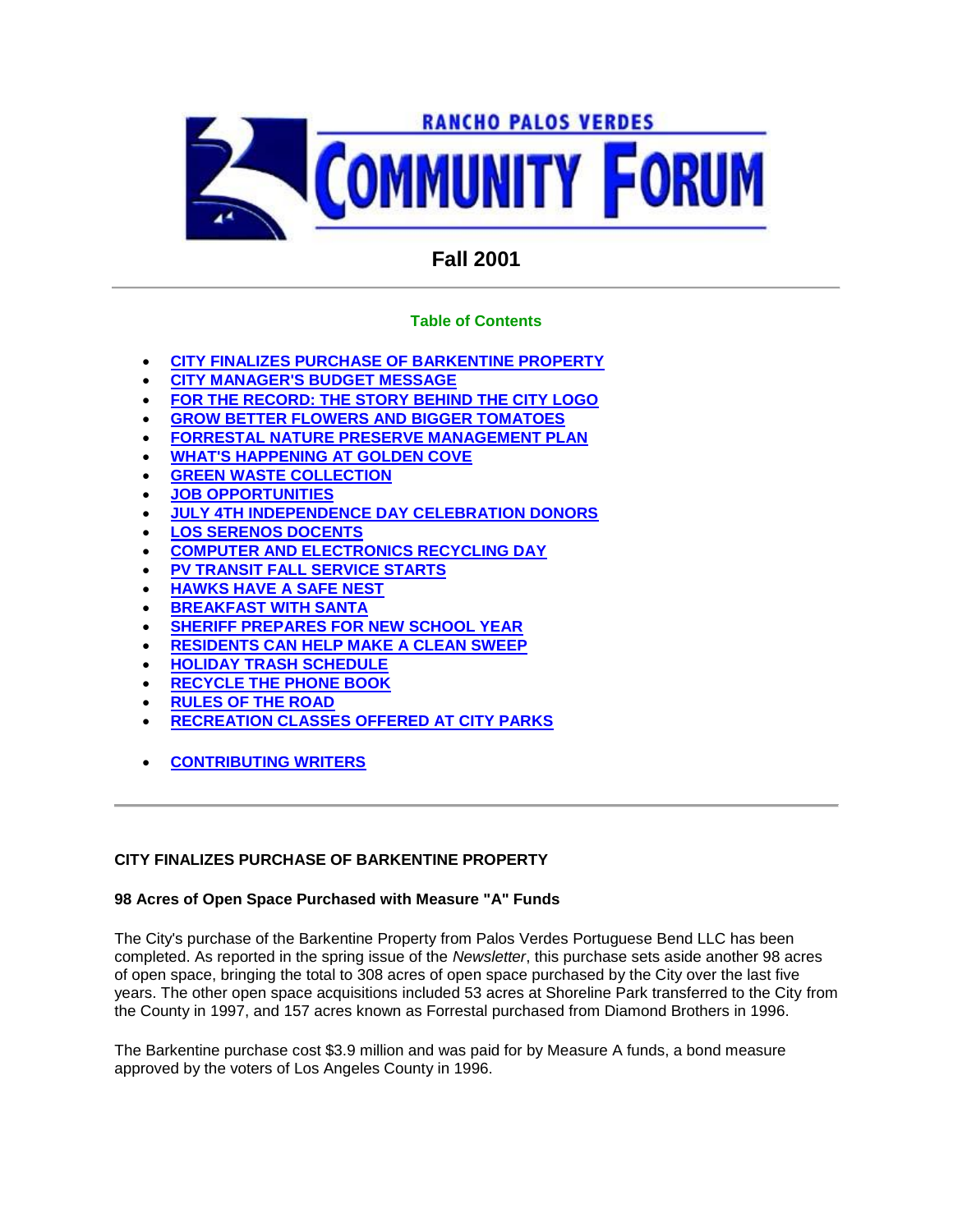# RANCHO PALOS VERDES COMMUNITY FORUM

## Fall 2001

### Table of Contents

- CITY FINALIZES PURCHASE OF BARKENTINE PROPERTY
- CITY MANAGER'S BUDGET MESSAGE
- FOR THE RECORD: THE STORY BEHIND THE CITY LOGO
- GROW BETTER FLOWERS AND BIGGER TOMATOES
- FORRESTAL NATURE PRESERVE MANAGEMENT PLAN
- WHAT'S HAPPENING AT GOLDEN COVE
- GREEN WASTE COLLECTION
- JOB OPPORTUNITIES
- JULY 4TH INDEPENDENCE DAY CELEBRATION DONORS
- LOS SERENOS DOCENTS
- COMPUTER AND ELECTRONICS RECYCLING DAY
- PV TRANSIT FALL SERVICE STARTS
- HAWKS HAVE A SAFE NEST
- BREAKFAST WITH SANTA
- SHERIFF PREPARES FOR NEW SCHOOL YEAR
- RESIDENTS CAN HELP MAKE A CLEAN SWEEP
- HOLIDAY TRASH SCHEDULE
- RECYCLE THE PHONE BOOK
- RULES OF THE ROAD
- RECREATION CLASSES OFFERED AT CITY PARKS

- CONTRIBUTING WRITERS

---

## CITY FINALIZES PURCHASE OF BARKENTINE PROPERTY

### 98 Acres of Open Space Purchased with Measure "A" Funds

The City's purchase of the Barkentine Property from Palos Verdes Portuguese Bend LLC has been completed. As reported in the spring issue of the *Newsletter*, this purchase sets aside another 98 acres of open space, bringing the total to 308 acres of open space purchased by the City over the last five years. The other open space acquisitions included 53 acres at Shoreline Park transferred to the City from the County in 1997, and 157 acres known as Forrestal purchased from Diamond Brothers in 1996.

The Barkentine purchase cost $3.9 million and was paid for by Measure A funds, a bond measure approved by the voters of Los Angeles County in 1996.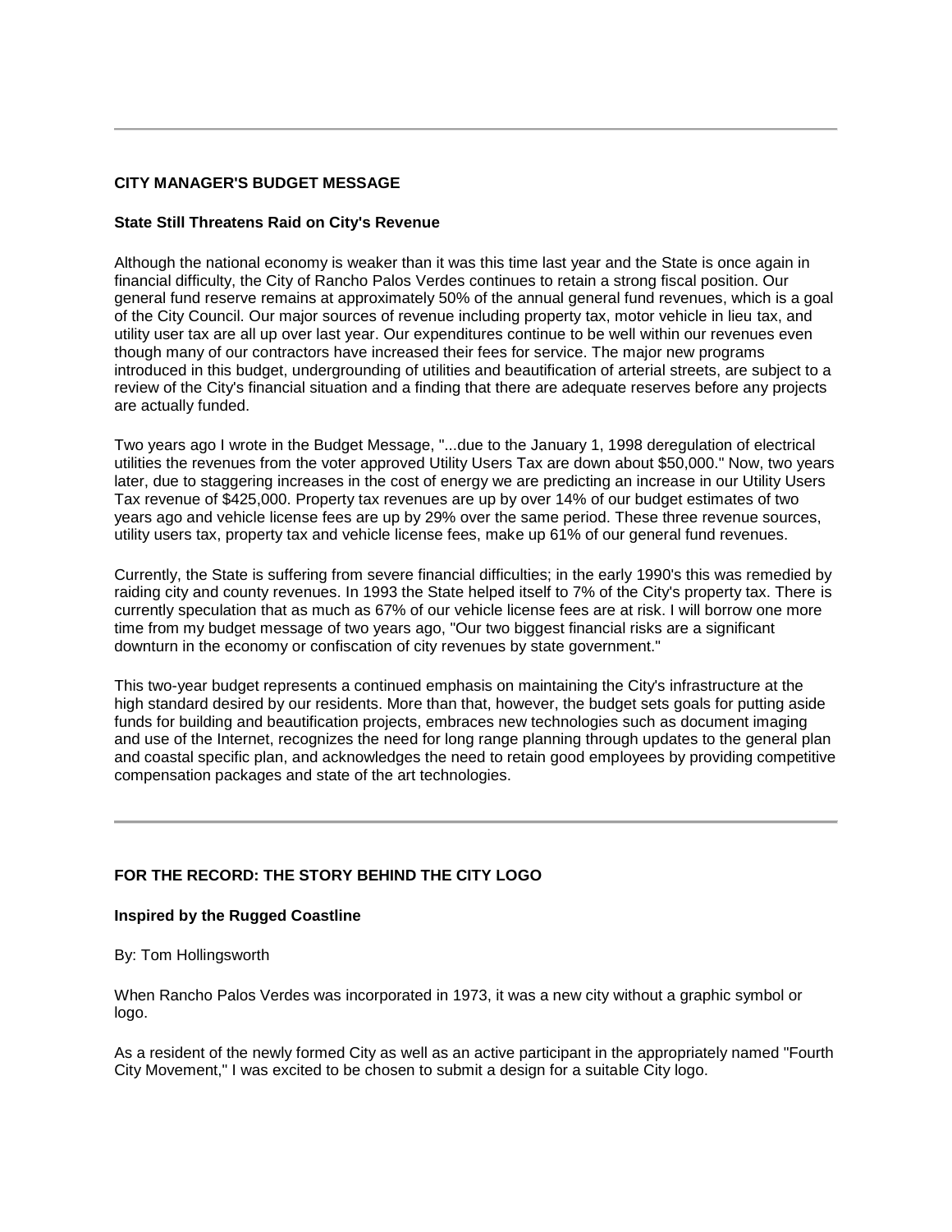---

## CITY MANAGER'S BUDGET MESSAGE

### State Still Threatens Raid on City's Revenue

Although the national economy is weaker than it was this time last year and the State is once again in financial difficulty, the City of Rancho Palos Verdes continues to retain a strong fiscal position. Our general fund reserve remains at approximately 50% of the annual general fund revenues, which is a goal of the City Council. Our major sources of revenue including property tax, motor vehicle in lieu tax, and utility user tax are all up over last year. Our expenditures continue to be well within our revenues even though many of our contractors have increased their fees for service. The major new programs introduced in this budget, undergrounding of utilities and beautification of arterial streets, are subject to a review of the City's financial situation and a finding that there are adequate reserves before any projects are actually funded.

Two years ago I wrote in the Budget Message, "...due to the January 1, 1998 deregulation of electrical utilities the revenues from the voter approved Utility Users Tax are down about $50,000." Now, two years later, due to staggering increases in the cost of energy we are predicting an increase in our Utility Users Tax revenue of $425,000. Property tax revenues are up by over 14% of our budget estimates of two years ago and vehicle license fees are up by 29% over the same period. These three revenue sources, utility users tax, property tax and vehicle license fees, make up 61% of our general fund revenues.

Currently, the State is suffering from severe financial difficulties; in the early 1990's this was remedied by raiding city and county revenues. In 1993 the State helped itself to 7% of the City's property tax. There is currently speculation that as much as 67% of our vehicle license fees are at risk. I will borrow one more time from my budget message of two years ago, "Our two biggest financial risks are a significant downturn in the economy or confiscation of city revenues by state government."

This two-year budget represents a continued emphasis on maintaining the City's infrastructure at the high standard desired by our residents. More than that, however, the budget sets goals for putting aside funds for building and beautification projects, embraces new technologies such as document imaging and use of the Internet, recognizes the need for long range planning through updates to the general plan and coastal specific plan, and acknowledges the need to retain good employees by providing competitive compensation packages and state of the art technologies.

---

## FOR THE RECORD: THE STORY BEHIND THE CITY LOGO

### Inspired by the Rugged Coastline

By: Tom Hollingsworth

When Rancho Palos Verdes was incorporated in 1973, it was a new city without a graphic symbol or logo.

As a resident of the newly formed City as well as an active participant in the appropriately named "Fourth City Movement," I was excited to be chosen to submit a design for a suitable City logo.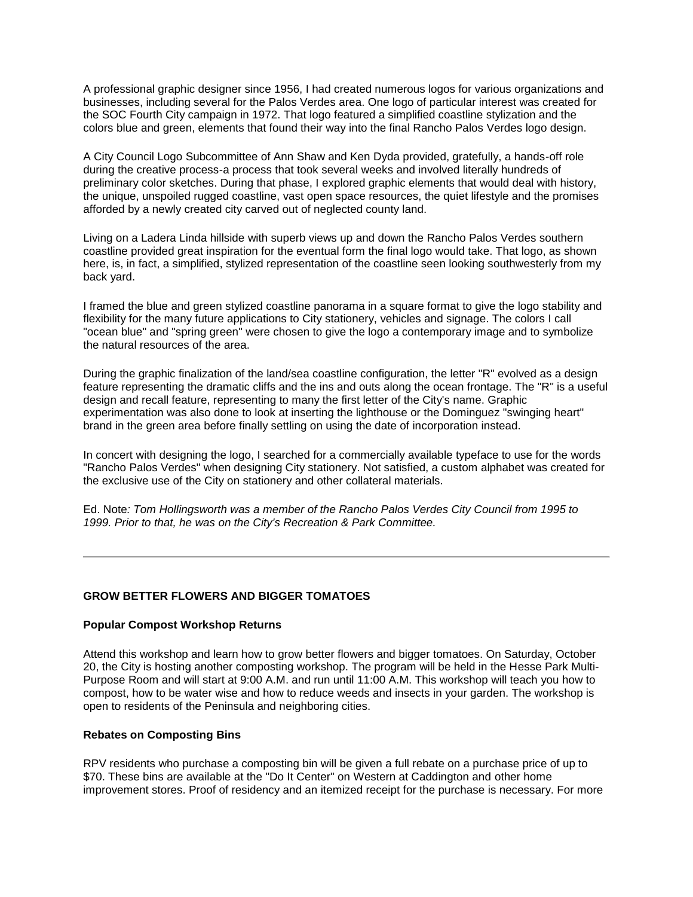A professional graphic designer since 1956, I had created numerous logos for various organizations and businesses, including several for the Palos Verdes area. One logo of particular interest was created for the SOC Fourth City campaign in 1972. That logo featured a simplified coastline stylization and the colors blue and green, elements that found their way into the final Rancho Palos Verdes logo design.

A City Council Logo Subcommittee of Ann Shaw and Ken Dyda provided, gratefully, a hands-off role during the creative process-a process that took several weeks and involved literally hundreds of preliminary color sketches. During that phase, I explored graphic elements that would deal with history, the unique, unspoiled rugged coastline, vast open space resources, the quiet lifestyle and the promises afforded by a newly created city carved out of neglected county land.

Living on a Ladera Linda hillside with superb views up and down the Rancho Palos Verdes southern coastline provided great inspiration for the eventual form the final logo would take. That logo, as shown here, is, in fact, a simplified, stylized representation of the coastline seen looking southwesterly from my back yard.

I framed the blue and green stylized coastline panorama in a square format to give the logo stability and flexibility for the many future applications to City stationery, vehicles and signage. The colors I call "ocean blue" and "spring green" were chosen to give the logo a contemporary image and to symbolize the natural resources of the area.

During the graphic finalization of the land/sea coastline configuration, the letter "R" evolved as a design feature representing the dramatic cliffs and the ins and outs along the ocean frontage. The "R" is a useful design and recall feature, representing to many the first letter of the City's name. Graphic experimentation was also done to look at inserting the lighthouse or the Dominguez "swinging heart" brand in the green area before finally settling on using the date of incorporation instead.

In concert with designing the logo, I searched for a commercially available typeface to use for the words "Rancho Palos Verdes" when designing City stationery. Not satisfied, a custom alphabet was created for the exclusive use of the City on stationery and other collateral materials.

Ed. Note*: Tom Hollingsworth was a member of the Rancho Palos Verdes City Council from 1995 to 1999. Prior to that, he was on the City's Recreation & Park Committee.*

---

**GROW BETTER FLOWERS AND BIGGER TOMATOES**

**Popular Compost Workshop Returns**

Attend this workshop and learn how to grow better flowers and bigger tomatoes. On Saturday, October 20, the City is hosting another composting workshop. The program will be held in the Hesse Park Multi-Purpose Room and will start at 9:00 A.M. and run until 11:00 A.M. This workshop will teach you how to compost, how to be water wise and how to reduce weeds and insects in your garden. The workshop is open to residents of the Peninsula and neighboring cities.

**Rebates on Composting Bins**

RPV residents who purchase a composting bin will be given a full rebate on a purchase price of up to $70. These bins are available at the "Do It Center" on Western at Caddington and other home improvement stores. Proof of residency and an itemized receipt for the purchase is necessary. For more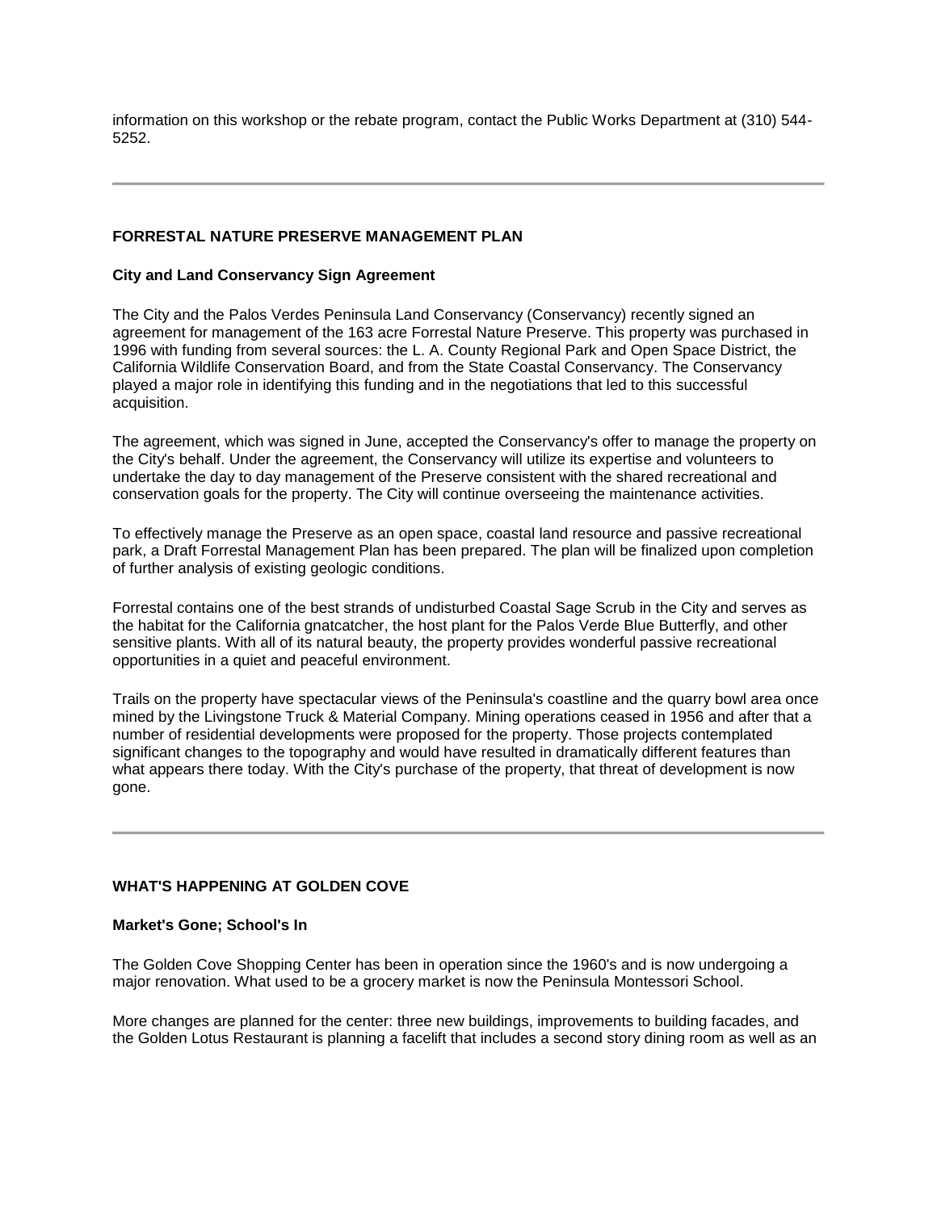information on this workshop or the rebate program, contact the Public Works Department at (310) 544-5252.

---

**FORRESTAL NATURE PRESERVE MANAGEMENT PLAN**

**City and Land Conservancy Sign Agreement**

The City and the Palos Verdes Peninsula Land Conservancy (Conservancy) recently signed an agreement for management of the 163 acre Forrestal Nature Preserve. This property was purchased in 1996 with funding from several sources: the L. A. County Regional Park and Open Space District, the California Wildlife Conservation Board, and from the State Coastal Conservancy. The Conservancy played a major role in identifying this funding and in the negotiations that led to this successful acquisition.

The agreement, which was signed in June, accepted the Conservancy's offer to manage the property on the City's behalf. Under the agreement, the Conservancy will utilize its expertise and volunteers to undertake the day to day management of the Preserve consistent with the shared recreational and conservation goals for the property. The City will continue overseeing the maintenance activities.

To effectively manage the Preserve as an open space, coastal land resource and passive recreational park, a Draft Forrestal Management Plan has been prepared. The plan will be finalized upon completion of further analysis of existing geologic conditions.

Forrestal contains one of the best strands of undisturbed Coastal Sage Scrub in the City and serves as the habitat for the California gnatcatcher, the host plant for the Palos Verde Blue Butterfly, and other sensitive plants. With all of its natural beauty, the property provides wonderful passive recreational opportunities in a quiet and peaceful environment.

Trails on the property have spectacular views of the Peninsula's coastline and the quarry bowl area once mined by the Livingstone Truck & Material Company. Mining operations ceased in 1956 and after that a number of residential developments were proposed for the property. Those projects contemplated significant changes to the topography and would have resulted in dramatically different features than what appears there today. With the City's purchase of the property, that threat of development is now gone.

---

**WHAT'S HAPPENING AT GOLDEN COVE**

**Market's Gone; School's In**

The Golden Cove Shopping Center has been in operation since the 1960's and is now undergoing a major renovation. What used to be a grocery market is now the Peninsula Montessori School.

More changes are planned for the center: three new buildings, improvements to building facades, and the Golden Lotus Restaurant is planning a facelift that includes a second story dining room as well as an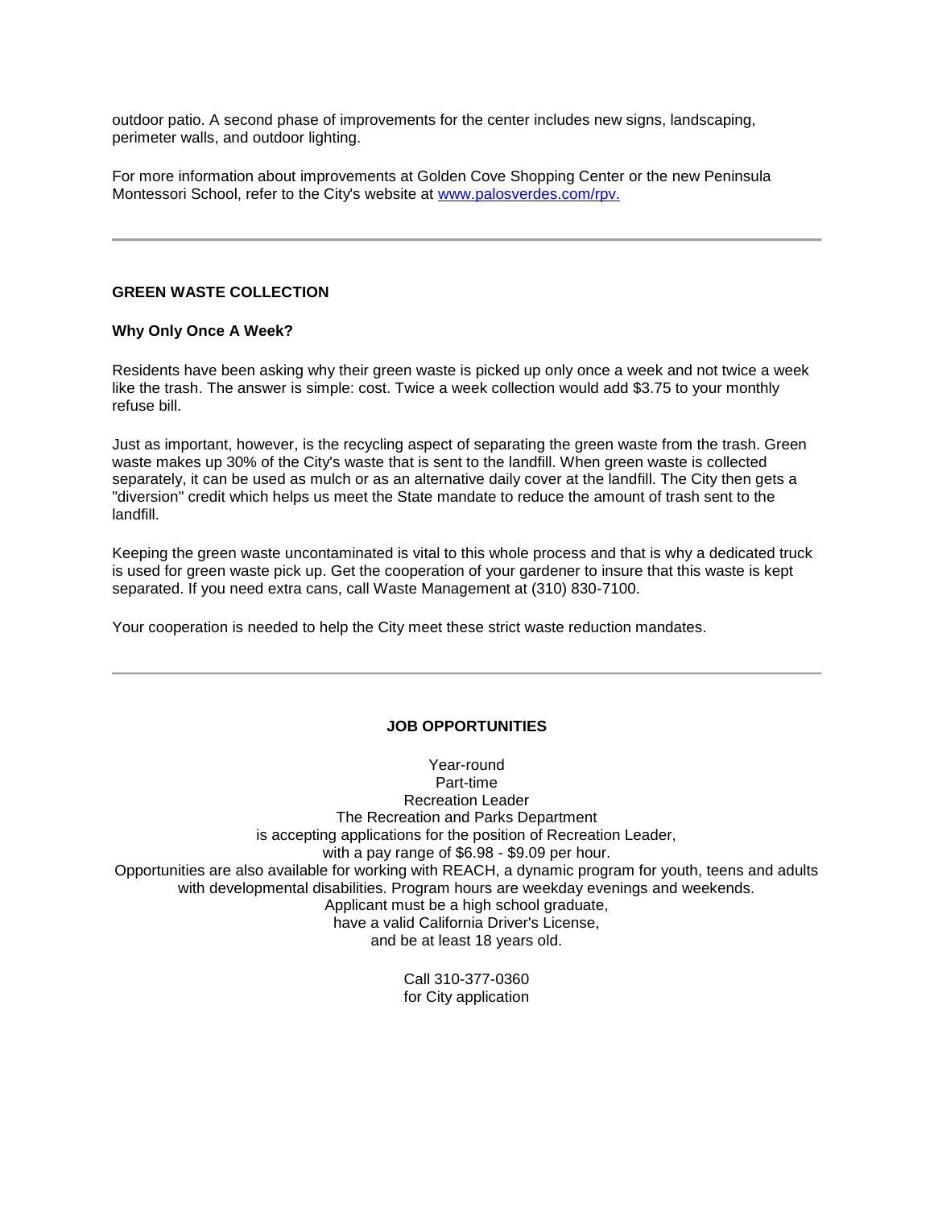outdoor patio. A second phase of improvements for the center includes new signs, landscaping, perimeter walls, and outdoor lighting.

For more information about improvements at Golden Cove Shopping Center or the new Peninsula Montessori School, refer to the City's website at [www.palosverdes.com/rpv.](http://www.palosverdes.com/rpv)

---

## GREEN WASTE COLLECTION

### Why Only Once A Week?

Residents have been asking why their green waste is picked up only once a week and not twice a week like the trash. The answer is simple: cost. Twice a week collection would add $3.75 to your monthly refuse bill.

Just as important, however, is the recycling aspect of separating the green waste from the trash. Green waste makes up 30% of the City's waste that is sent to the landfill. When green waste is collected separately, it can be used as mulch or as an alternative daily cover at the landfill. The City then gets a "diversion" credit which helps us meet the State mandate to reduce the amount of trash sent to the landfill.

Keeping the green waste uncontaminated is vital to this whole process and that is why a dedicated truck is used for green waste pick up. Get the cooperation of your gardener to insure that this waste is kept separated. If you need extra cans, call Waste Management at (310) 830-7100.

Your cooperation is needed to help the City meet these strict waste reduction mandates.

---

## JOB OPPORTUNITIES

Year-round
Part-time
Recreation Leader
The Recreation and Parks Department
is accepting applications for the position of Recreation Leader,
with a pay range of $6.98 - $9.09 per hour.
Opportunities are also available for working with REACH, a dynamic program for youth, teens and adults with developmental disabilities. Program hours are weekday evenings and weekends.
Applicant must be a high school graduate,
have a valid California Driver's License,
and be at least 18 years old.

Call 310-377-0360
for City application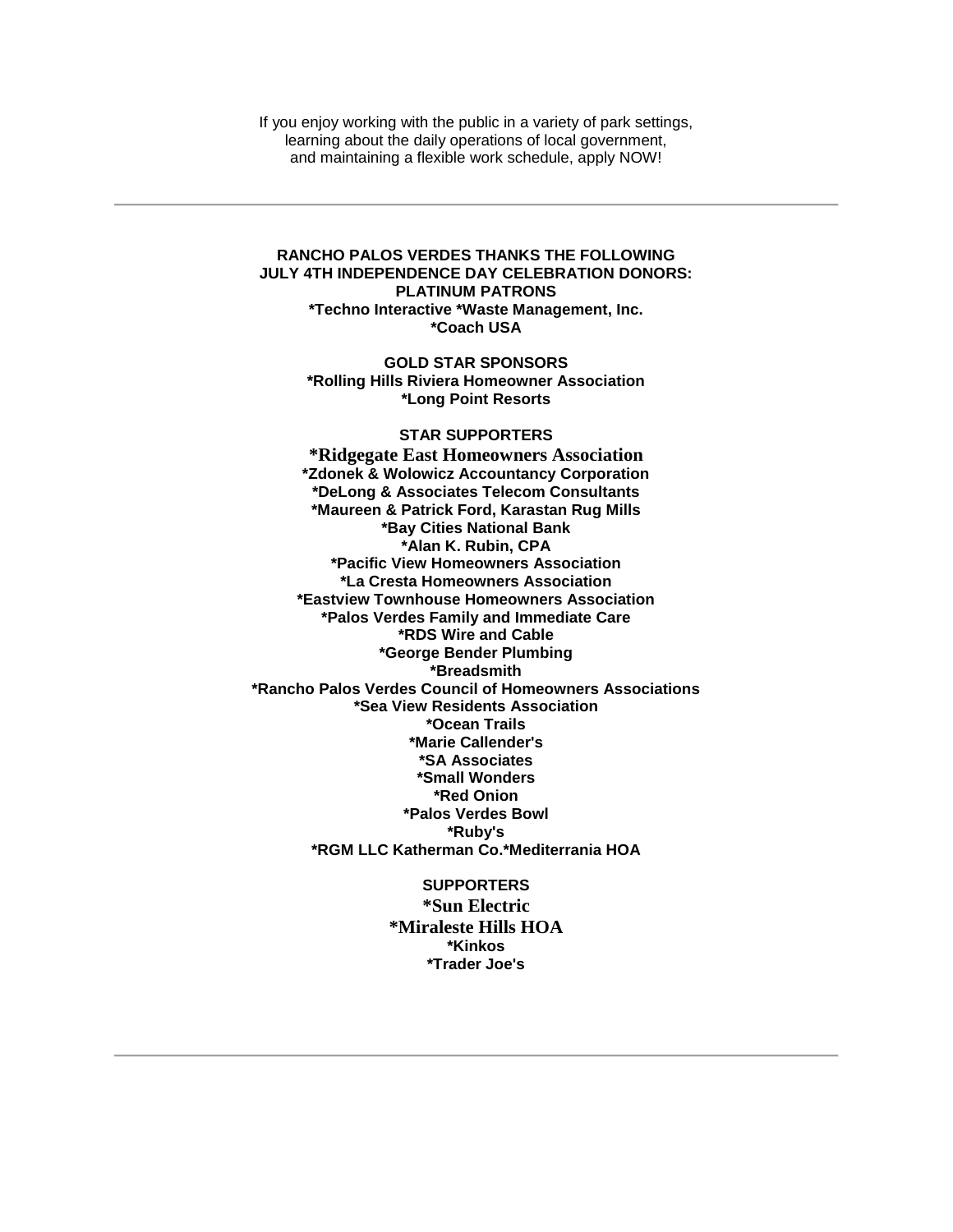If you enjoy working with the public in a variety of park settings,
learning about the daily operations of local government,
and maintaining a flexible work schedule, apply NOW!

---

**RANCHO PALOS VERDES THANKS THE FOLLOWING JULY 4TH INDEPENDENCE DAY CELEBRATION DONORS:**

**PLATINUM PATRONS**

**\*Techno Interactive \*Waste Management, Inc.**
**\*Coach USA**

**GOLD STAR SPONSORS**

**\*Rolling Hills Riviera Homeowner Association**
**\*Long Point Resorts**

**STAR SUPPORTERS**

**\*Ridgegate East Homeowners Association**
**\*Zdonek & Wolowicz Accountancy Corporation**
**\*DeLong & Associates Telecom Consultants**
**\*Maureen & Patrick Ford, Karastan Rug Mills**
**\*Bay Cities National Bank**
**\*Alan K. Rubin, CPA**
**\*Pacific View Homeowners Association**
**\*La Cresta Homeowners Association**
**\*Eastview Townhouse Homeowners Association**
**\*Palos Verdes Family and Immediate Care**
**\*RDS Wire and Cable**
**\*George Bender Plumbing**
**\*Breadsmith**
**\*Rancho Palos Verdes Council of Homeowners Associations**
**\*Sea View Residents Association**
**\*Ocean Trails**
**\*Marie Callender's**
**\*SA Associates**
**\*Small Wonders**
**\*Red Onion**
**\*Palos Verdes Bowl**
**\*Ruby's**
**\*RGM LLC Katherman Co.\*Mediterrania HOA**

**SUPPORTERS**

**\*Sun Electric**
**\*Miraleste Hills HOA**
**\*Kinkos**
**\*Trader Joe's**

---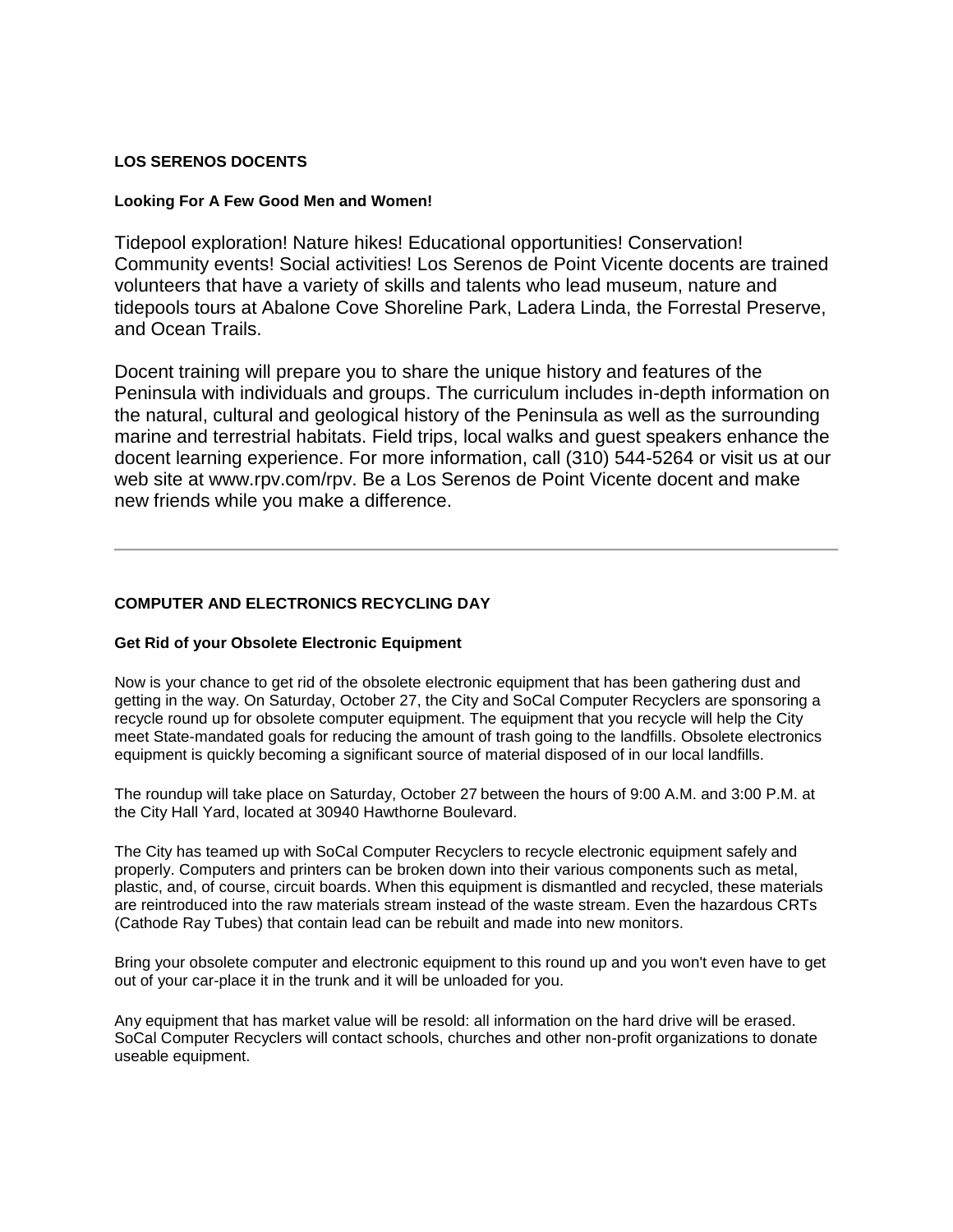**LOS SERENOS DOCENTS**

**Looking For A Few Good Men and Women!**

Tidepool exploration! Nature hikes! Educational opportunities! Conservation! Community events! Social activities! Los Serenos de Point Vicente docents are trained volunteers that have a variety of skills and talents who lead museum, nature and tidepools tours at Abalone Cove Shoreline Park, Ladera Linda, the Forrestal Preserve, and Ocean Trails.

Docent training will prepare you to share the unique history and features of the Peninsula with individuals and groups. The curriculum includes in-depth information on the natural, cultural and geological history of the Peninsula as well as the surrounding marine and terrestrial habitats. Field trips, local walks and guest speakers enhance the docent learning experience. For more information, call (310) 544-5264 or visit us at our web site at www.rpv.com/rpv. Be a Los Serenos de Point Vicente docent and make new friends while you make a difference.

---

**COMPUTER AND ELECTRONICS RECYCLING DAY**

**Get Rid of your Obsolete Electronic Equipment**

Now is your chance to get rid of the obsolete electronic equipment that has been gathering dust and getting in the way. On Saturday, October 27, the City and SoCal Computer Recyclers are sponsoring a recycle round up for obsolete computer equipment. The equipment that you recycle will help the City meet State-mandated goals for reducing the amount of trash going to the landfills. Obsolete electronics equipment is quickly becoming a significant source of material disposed of in our local landfills.

The roundup will take place on Saturday, October 27 between the hours of 9:00 A.M. and 3:00 P.M. at the City Hall Yard, located at 30940 Hawthorne Boulevard.

The City has teamed up with SoCal Computer Recyclers to recycle electronic equipment safely and properly. Computers and printers can be broken down into their various components such as metal, plastic, and, of course, circuit boards. When this equipment is dismantled and recycled, these materials are reintroduced into the raw materials stream instead of the waste stream. Even the hazardous CRTs (Cathode Ray Tubes) that contain lead can be rebuilt and made into new monitors.

Bring your obsolete computer and electronic equipment to this round up and you won't even have to get out of your car-place it in the trunk and it will be unloaded for you.

Any equipment that has market value will be resold: all information on the hard drive will be erased. SoCal Computer Recyclers will contact schools, churches and other non-profit organizations to donate useable equipment.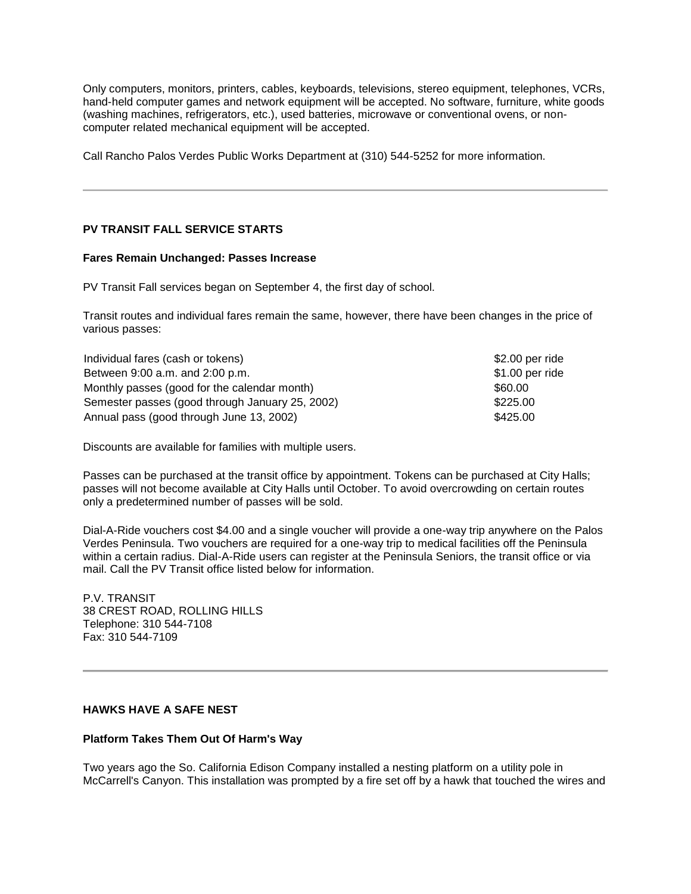Only computers, monitors, printers, cables, keyboards, televisions, stereo equipment, telephones, VCRs, hand-held computer games and network equipment will be accepted. No software, furniture, white goods (washing machines, refrigerators, etc.), used batteries, microwave or conventional ovens, or non-computer related mechanical equipment will be accepted.

Call Rancho Palos Verdes Public Works Department at (310) 544-5252 for more information.

---

## PV TRANSIT FALL SERVICE STARTS

### Fares Remain Unchanged: Passes Increase

PV Transit Fall services began on September 4, the first day of school.

Transit routes and individual fares remain the same, however, there have been changes in the price of various passes:

| | |
|---|---|
| Individual fares (cash or tokens) | $2.00 per ride |
| Between 9:00 a.m. and 2:00 p.m. | $1.00 per ride |
| Monthly passes (good for the calendar month) | $60.00 |
| Semester passes (good through January 25, 2002) | $225.00 |
| Annual pass (good through June 13, 2002) | $425.00 |

Discounts are available for families with multiple users.

Passes can be purchased at the transit office by appointment. Tokens can be purchased at City Halls; passes will not become available at City Halls until October. To avoid overcrowding on certain routes only a predetermined number of passes will be sold.

Dial-A-Ride vouchers cost $4.00 and a single voucher will provide a one-way trip anywhere on the Palos Verdes Peninsula. Two vouchers are required for a one-way trip to medical facilities off the Peninsula within a certain radius. Dial-A-Ride users can register at the Peninsula Seniors, the transit office or via mail. Call the PV Transit office listed below for information.

P.V. TRANSIT
38 CREST ROAD, ROLLING HILLS
Telephone: 310 544-7108
Fax: 310 544-7109

---

## HAWKS HAVE A SAFE NEST

### Platform Takes Them Out Of Harm's Way

Two years ago the So. California Edison Company installed a nesting platform on a utility pole in McCarrell's Canyon. This installation was prompted by a fire set off by a hawk that touched the wires and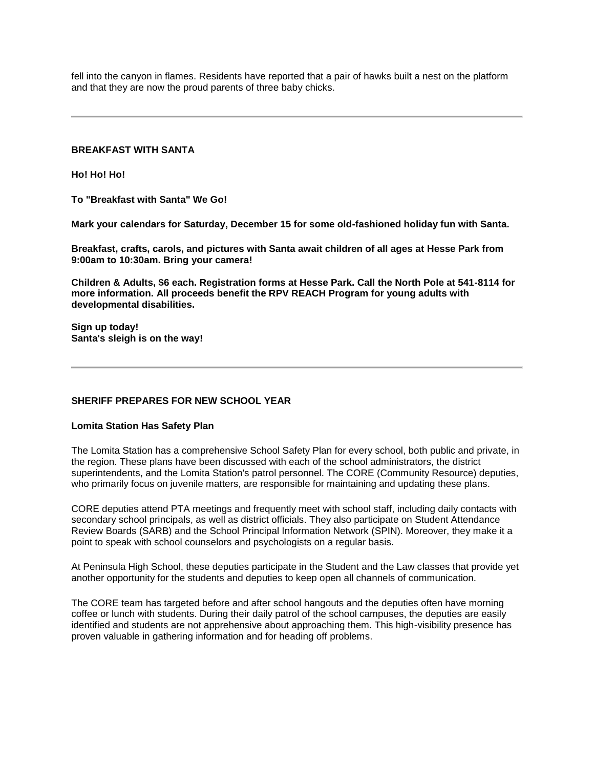fell into the canyon in flames. Residents have reported that a pair of hawks built a nest on the platform and that they are now the proud parents of three baby chicks.

---

## BREAKFAST WITH SANTA

**Ho! Ho! Ho!**

**To "Breakfast with Santa" We Go!**

**Mark your calendars for Saturday, December 15 for some old-fashioned holiday fun with Santa.**

**Breakfast, crafts, carols, and pictures with Santa await children of all ages at Hesse Park from 9:00am to 10:30am. Bring your camera!**

**Children & Adults, $6 each. Registration forms at Hesse Park. Call the North Pole at 541-8114 for more information. All proceeds benefit the RPV REACH Program for young adults with developmental disabilities.**

**Sign up today!**
**Santa's sleigh is on the way!**

---

## SHERIFF PREPARES FOR NEW SCHOOL YEAR

**Lomita Station Has Safety Plan**

The Lomita Station has a comprehensive School Safety Plan for every school, both public and private, in the region. These plans have been discussed with each of the school administrators, the district superintendents, and the Lomita Station's patrol personnel. The CORE (Community Resource) deputies, who primarily focus on juvenile matters, are responsible for maintaining and updating these plans.

CORE deputies attend PTA meetings and frequently meet with school staff, including daily contacts with secondary school principals, as well as district officials. They also participate on Student Attendance Review Boards (SARB) and the School Principal Information Network (SPIN). Moreover, they make it a point to speak with school counselors and psychologists on a regular basis.

At Peninsula High School, these deputies participate in the Student and the Law classes that provide yet another opportunity for the students and deputies to keep open all channels of communication.

The CORE team has targeted before and after school hangouts and the deputies often have morning coffee or lunch with students. During their daily patrol of the school campuses, the deputies are easily identified and students are not apprehensive about approaching them. This high-visibility presence has proven valuable in gathering information and for heading off problems.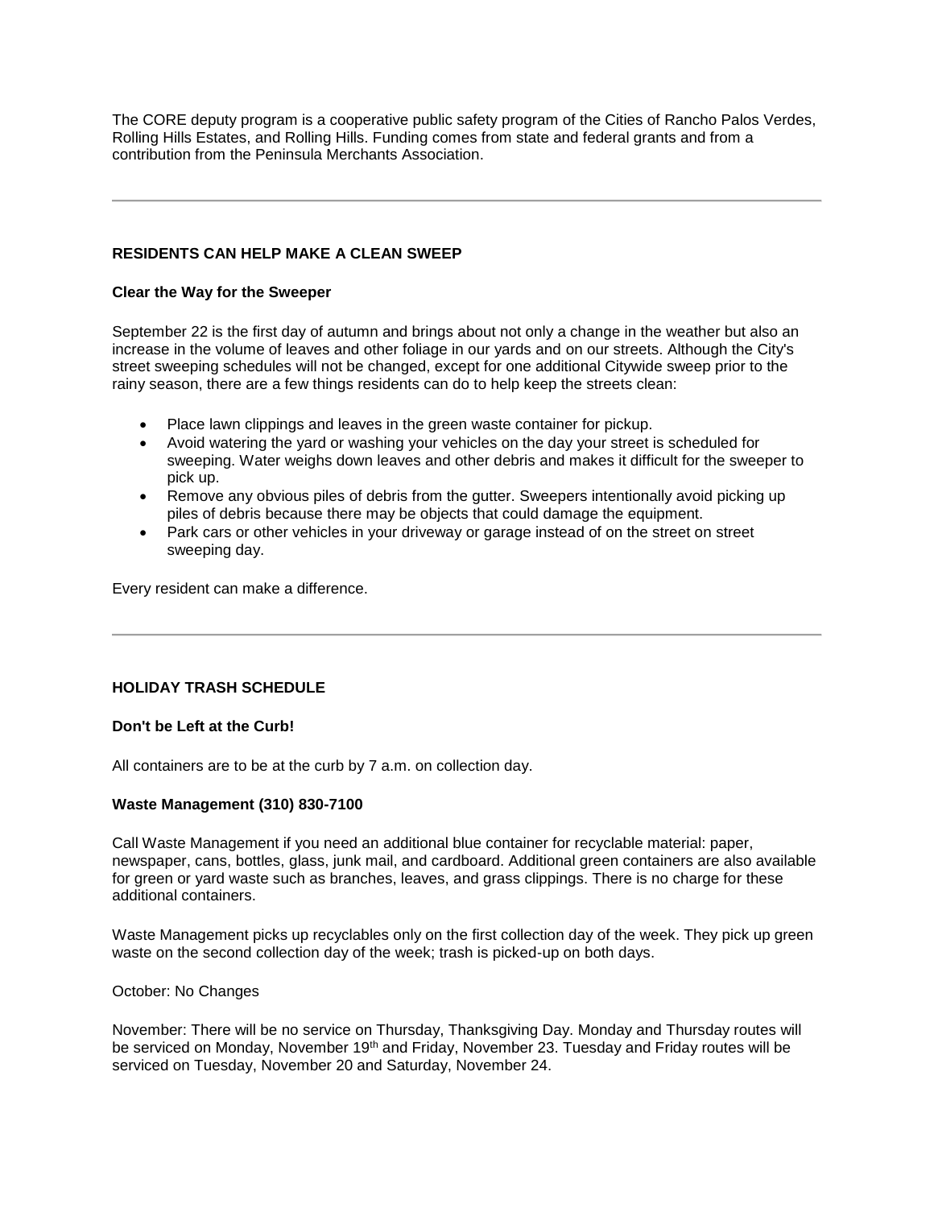The CORE deputy program is a cooperative public safety program of the Cities of Rancho Palos Verdes, Rolling Hills Estates, and Rolling Hills. Funding comes from state and federal grants and from a contribution from the Peninsula Merchants Association.

---

## RESIDENTS CAN HELP MAKE A CLEAN SWEEP

### Clear the Way for the Sweeper

September 22 is the first day of autumn and brings about not only a change in the weather but also an increase in the volume of leaves and other foliage in our yards and on our streets. Although the City's street sweeping schedules will not be changed, except for one additional Citywide sweep prior to the rainy season, there are a few things residents can do to help keep the streets clean:

- Place lawn clippings and leaves in the green waste container for pickup.
- Avoid watering the yard or washing your vehicles on the day your street is scheduled for sweeping. Water weighs down leaves and other debris and makes it difficult for the sweeper to pick up.
- Remove any obvious piles of debris from the gutter. Sweepers intentionally avoid picking up piles of debris because there may be objects that could damage the equipment.
- Park cars or other vehicles in your driveway or garage instead of on the street on street sweeping day.

Every resident can make a difference.

---

## HOLIDAY TRASH SCHEDULE

### Don't be Left at the Curb!

All containers are to be at the curb by 7 a.m. on collection day.

### Waste Management (310) 830-7100

Call Waste Management if you need an additional blue container for recyclable material: paper, newspaper, cans, bottles, glass, junk mail, and cardboard. Additional green containers are also available for green or yard waste such as branches, leaves, and grass clippings. There is no charge for these additional containers.

Waste Management picks up recyclables only on the first collection day of the week. They pick up green waste on the second collection day of the week; trash is picked-up on both days.

October: No Changes

November: There will be no service on Thursday, Thanksgiving Day. Monday and Thursday routes will be serviced on Monday, November 19th and Friday, November 23. Tuesday and Friday routes will be serviced on Tuesday, November 20 and Saturday, November 24.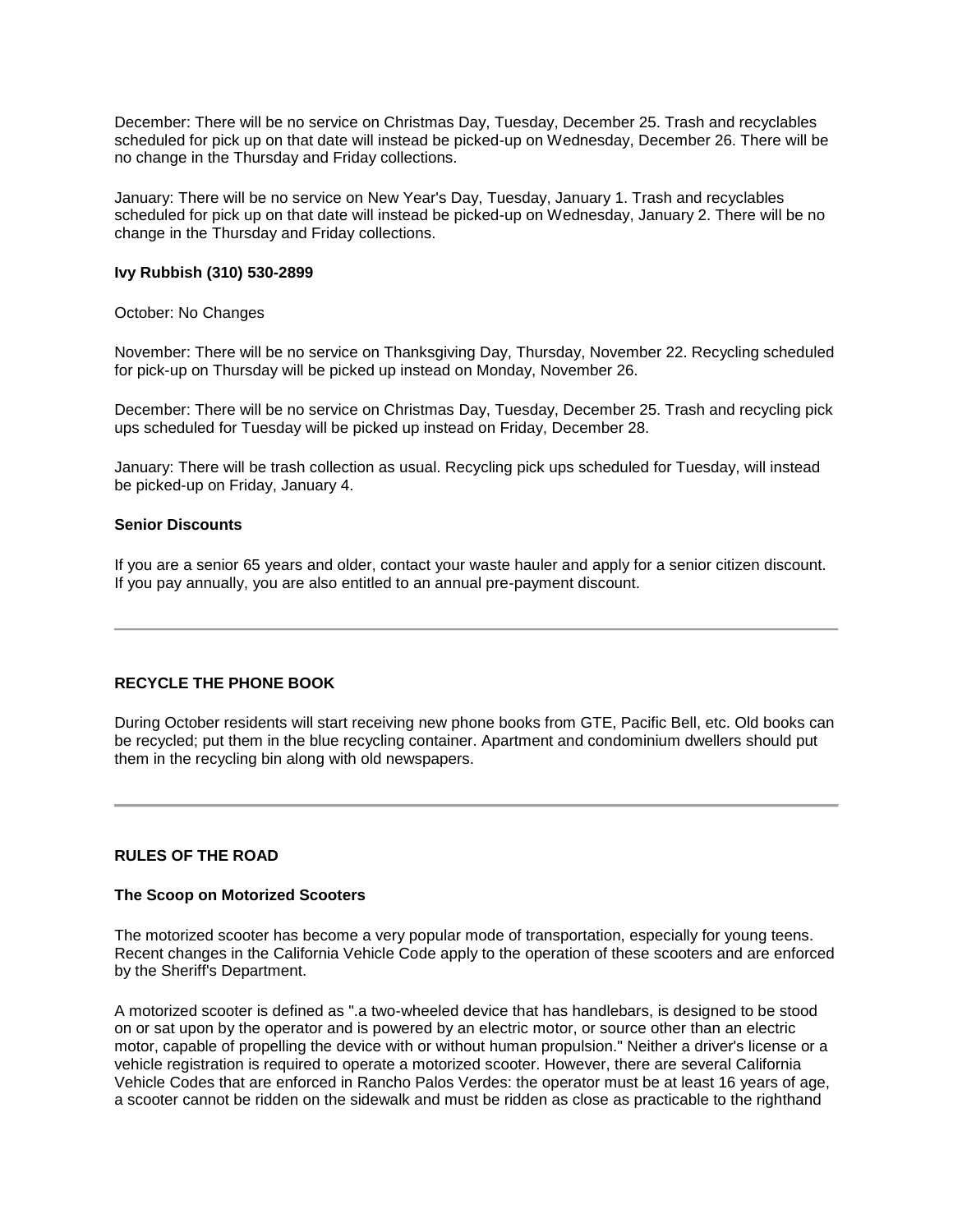December: There will be no service on Christmas Day, Tuesday, December 25. Trash and recyclables scheduled for pick up on that date will instead be picked-up on Wednesday, December 26. There will be no change in the Thursday and Friday collections.

January: There will be no service on New Year's Day, Tuesday, January 1. Trash and recyclables scheduled for pick up on that date will instead be picked-up on Wednesday, January 2. There will be no change in the Thursday and Friday collections.

**Ivy Rubbish (310) 530-2899**

October: No Changes

November: There will be no service on Thanksgiving Day, Thursday, November 22. Recycling scheduled for pick-up on Thursday will be picked up instead on Monday, November 26.

December: There will be no service on Christmas Day, Tuesday, December 25. Trash and recycling pick ups scheduled for Tuesday will be picked up instead on Friday, December 28.

January: There will be trash collection as usual. Recycling pick ups scheduled for Tuesday, will instead be picked-up on Friday, January 4.

**Senior Discounts**

If you are a senior 65 years and older, contact your waste hauler and apply for a senior citizen discount. If you pay annually, you are also entitled to an annual pre-payment discount.

---

**RECYCLE THE PHONE BOOK**

During October residents will start receiving new phone books from GTE, Pacific Bell, etc. Old books can be recycled; put them in the blue recycling container. Apartment and condominium dwellers should put them in the recycling bin along with old newspapers.

---

**RULES OF THE ROAD**

**The Scoop on Motorized Scooters**

The motorized scooter has become a very popular mode of transportation, especially for young teens. Recent changes in the California Vehicle Code apply to the operation of these scooters and are enforced by the Sheriff's Department.

A motorized scooter is defined as ".a two-wheeled device that has handlebars, is designed to be stood on or sat upon by the operator and is powered by an electric motor, or source other than an electric motor, capable of propelling the device with or without human propulsion." Neither a driver's license or a vehicle registration is required to operate a motorized scooter. However, there are several California Vehicle Codes that are enforced in Rancho Palos Verdes: the operator must be at least 16 years of age, a scooter cannot be ridden on the sidewalk and must be ridden as close as practicable to the righthand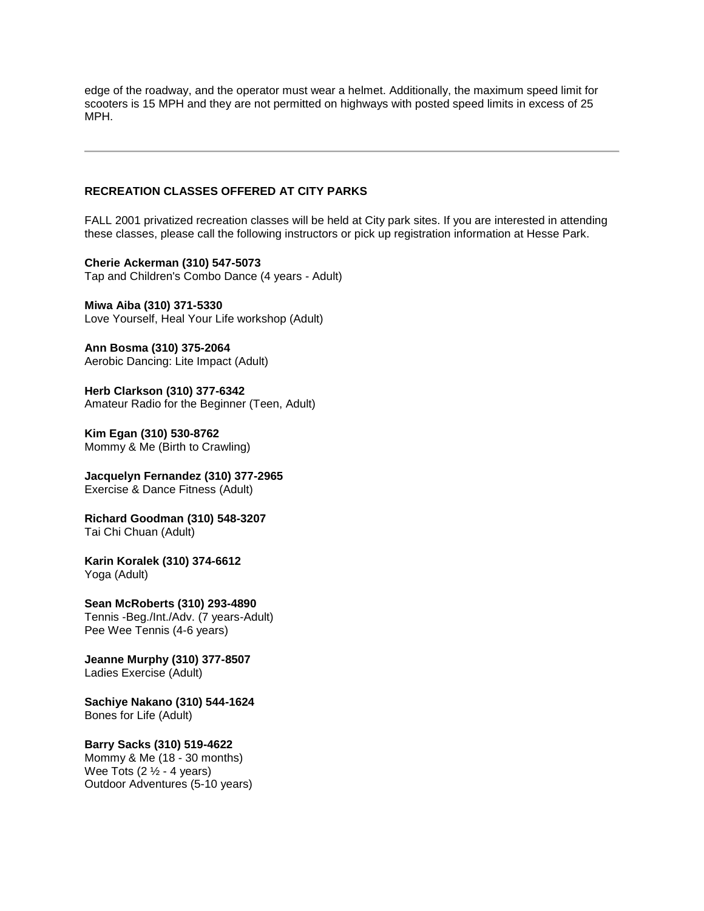edge of the roadway, and the operator must wear a helmet. Additionally, the maximum speed limit for scooters is 15 MPH and they are not permitted on highways with posted speed limits in excess of 25 MPH.

---

### RECREATION CLASSES OFFERED AT CITY PARKS

FALL 2001 privatized recreation classes will be held at City park sites. If you are interested in attending these classes, please call the following instructors or pick up registration information at Hesse Park.

**Cherie Ackerman (310) 547-5073**
Tap and Children's Combo Dance (4 years - Adult)

**Miwa Aiba (310) 371-5330**
Love Yourself, Heal Your Life workshop (Adult)

**Ann Bosma (310) 375-2064**
Aerobic Dancing: Lite Impact (Adult)

**Herb Clarkson (310) 377-6342**
Amateur Radio for the Beginner (Teen, Adult)

**Kim Egan (310) 530-8762**
Mommy & Me (Birth to Crawling)

**Jacquelyn Fernandez (310) 377-2965**
Exercise & Dance Fitness (Adult)

**Richard Goodman (310) 548-3207**
Tai Chi Chuan (Adult)

**Karin Koralek (310) 374-6612**
Yoga (Adult)

**Sean McRoberts (310) 293-4890**
Tennis -Beg./Int./Adv. (7 years-Adult)
Pee Wee Tennis (4-6 years)

**Jeanne Murphy (310) 377-8507**
Ladies Exercise (Adult)

**Sachiye Nakano (310) 544-1624**
Bones for Life (Adult)

**Barry Sacks (310) 519-4622**
Mommy & Me (18 - 30 months)
Wee Tots (2 ½ - 4 years)
Outdoor Adventures (5-10 years)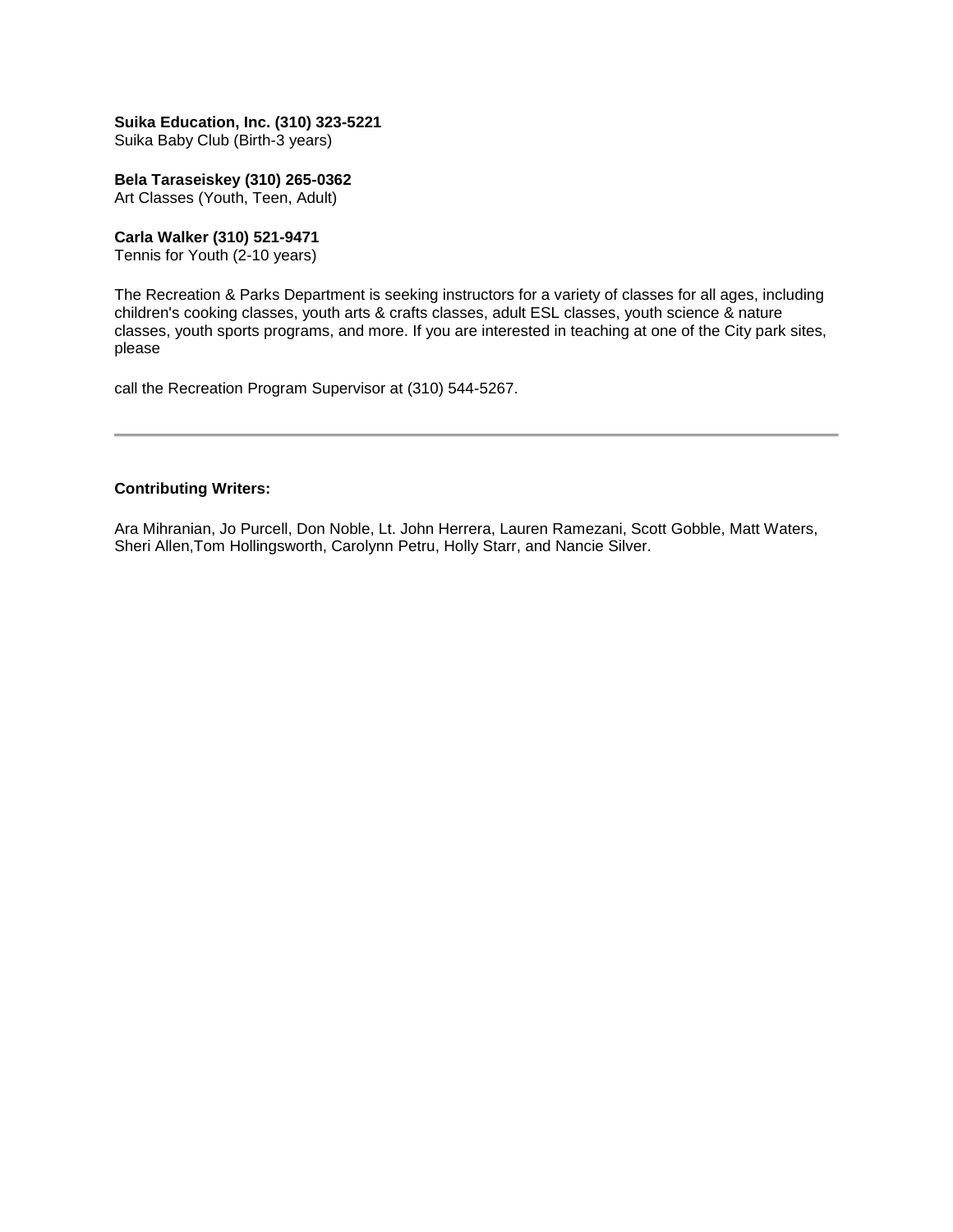**Suika Education, Inc. (310) 323-5221**
Suika Baby Club (Birth-3 years)

**Bela Taraseiskey (310) 265-0362**
Art Classes (Youth, Teen, Adult)

**Carla Walker (310) 521-9471**
Tennis for Youth (2-10 years)

The Recreation & Parks Department is seeking instructors for a variety of classes for all ages, including children's cooking classes, youth arts & crafts classes, adult ESL classes, youth science & nature classes, youth sports programs, and more. If you are interested in teaching at one of the City park sites, please

call the Recreation Program Supervisor at (310) 544-5267.

---

**Contributing Writers:**

Ara Mihranian, Jo Purcell, Don Noble, Lt. John Herrera, Lauren Ramezani, Scott Gobble, Matt Waters, Sheri Allen,Tom Hollingsworth, Carolynn Petru, Holly Starr, and Nancie Silver.